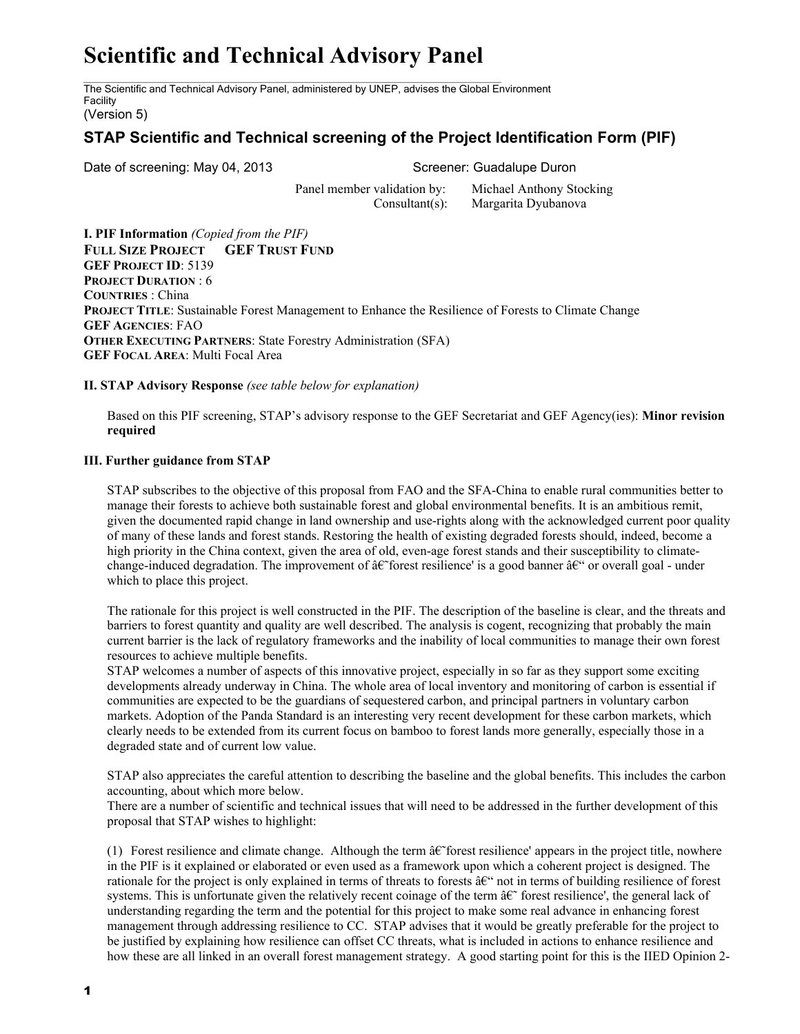# Scientific and Technical Advisory Panel

The Scientific and Technical Advisory Panel, administered by UNEP, advises the Global Environment Facility

(Version 5)

## STAP Scientific and Technical screening of the Project Identification Form (PIF)

Date of screening: May 04, 2013 Screener: Guadalupe Duron

Panel member validation by: Michael Anthony Stocking
Consultant(s): Margarita Dyubanova

**I. PIF Information** *(Copied from the PIF)*

**FULL SIZE PROJECT GEF TRUST FUND**
**GEF PROJECT ID**: 5139
**PROJECT DURATION** : 6
**COUNTRIES** : China
**PROJECT TITLE**: Sustainable Forest Management to Enhance the Resilience of Forests to Climate Change
**GEF AGENCIES**: FAO
**OTHER EXECUTING PARTNERS**: State Forestry Administration (SFA)
**GEF FOCAL AREA**: Multi Focal Area

**II. STAP Advisory Response** *(see table below for explanation)*

Based on this PIF screening, STAP's advisory response to the GEF Secretariat and GEF Agency(ies): **Minor revision required**

**III. Further guidance from STAP**

STAP subscribes to the objective of this proposal from FAO and the SFA-China to enable rural communities better to manage their forests to achieve both sustainable forest and global environmental benefits. It is an ambitious remit, given the documented rapid change in land ownership and use-rights along with the acknowledged current poor quality of many of these lands and forest stands. Restoring the health of existing degraded forests should, indeed, become a high priority in the China context, given the area of old, even-age forest stands and their susceptibility to climate-change-induced degradation. The improvement of â€˜forest resilience' is a good banner â€“ or overall goal - under which to place this project.

The rationale for this project is well constructed in the PIF. The description of the baseline is clear, and the threats and barriers to forest quantity and quality are well described. The analysis is cogent, recognizing that probably the main current barrier is the lack of regulatory frameworks and the inability of local communities to manage their own forest resources to achieve multiple benefits.

STAP welcomes a number of aspects of this innovative project, especially in so far as they support some exciting developments already underway in China. The whole area of local inventory and monitoring of carbon is essential if communities are expected to be the guardians of sequestered carbon, and principal partners in voluntary carbon markets. Adoption of the Panda Standard is an interesting very recent development for these carbon markets, which clearly needs to be extended from its current focus on bamboo to forest lands more generally, especially those in a degraded state and of current low value.

STAP also appreciates the careful attention to describing the baseline and the global benefits. This includes the carbon accounting, about which more below.

There are a number of scientific and technical issues that will need to be addressed in the further development of this proposal that STAP wishes to highlight:

(1) Forest resilience and climate change. Although the term â€˜forest resilience' appears in the project title, nowhere in the PIF is it explained or elaborated or even used as a framework upon which a coherent project is designed. The rationale for the project is only explained in terms of threats to forests â€“ not in terms of building resilience of forest systems. This is unfortunate given the relatively recent coinage of the term â€˜ forest resilience', the general lack of understanding regarding the term and the potential for this project to make some real advance in enhancing forest management through addressing resilience to CC. STAP advises that it would be greatly preferable for the project to be justified by explaining how resilience can offset CC threats, what is included in actions to enhance resilience and how these are all linked in an overall forest management strategy. A good starting point for this is the IIED Opinion 2-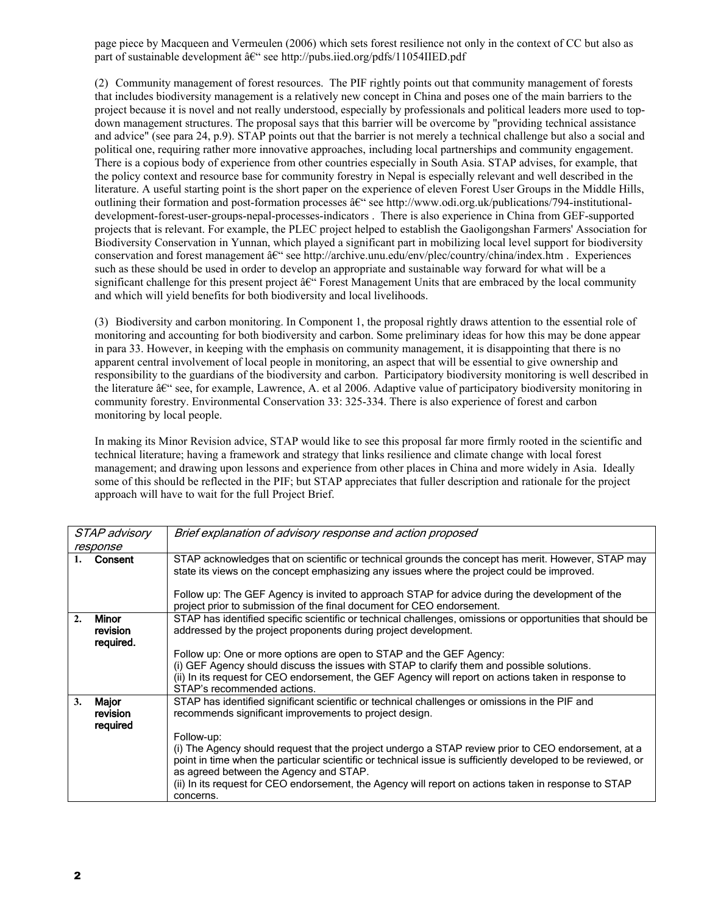page piece by Macqueen and Vermeulen (2006) which sets forest resilience not only in the context of CC but also as part of sustainable development â€“ see http://pubs.iied.org/pdfs/11054IIED.pdf

(2) Community management of forest resources. The PIF rightly points out that community management of forests that includes biodiversity management is a relatively new concept in China and poses one of the main barriers to the project because it is novel and not really understood, especially by professionals and political leaders more used to top-down management structures. The proposal says that this barrier will be overcome by "providing technical assistance and advice" (see para 24, p.9). STAP points out that the barrier is not merely a technical challenge but also a social and political one, requiring rather more innovative approaches, including local partnerships and community engagement. There is a copious body of experience from other countries especially in South Asia. STAP advises, for example, that the policy context and resource base for community forestry in Nepal is especially relevant and well described in the literature. A useful starting point is the short paper on the experience of eleven Forest User Groups in the Middle Hills, outlining their formation and post-formation processes â€“ see http://www.odi.org.uk/publications/794-institutional-development-forest-user-groups-nepal-processes-indicators . There is also experience in China from GEF-supported projects that is relevant. For example, the PLEC project helped to establish the Gaoligongshan Farmers' Association for Biodiversity Conservation in Yunnan, which played a significant part in mobilizing local level support for biodiversity conservation and forest management â€“ see http://archive.unu.edu/env/plec/country/china/index.htm . Experiences such as these should be used in order to develop an appropriate and sustainable way forward for what will be a significant challenge for this present project â€“ Forest Management Units that are embraced by the local community and which will yield benefits for both biodiversity and local livelihoods.

(3) Biodiversity and carbon monitoring. In Component 1, the proposal rightly draws attention to the essential role of monitoring and accounting for both biodiversity and carbon. Some preliminary ideas for how this may be done appear in para 33. However, in keeping with the emphasis on community management, it is disappointing that there is no apparent central involvement of local people in monitoring, an aspect that will be essential to give ownership and responsibility to the guardians of the biodiversity and carbon. Participatory biodiversity monitoring is well described in the literature â€“ see, for example, Lawrence, A. et al 2006. Adaptive value of participatory biodiversity monitoring in community forestry. Environmental Conservation 33: 325-334. There is also experience of forest and carbon monitoring by local people.

In making its Minor Revision advice, STAP would like to see this proposal far more firmly rooted in the scientific and technical literature; having a framework and strategy that links resilience and climate change with local forest management; and drawing upon lessons and experience from other places in China and more widely in Asia. Ideally some of this should be reflected in the PIF; but STAP appreciates that fuller description and rationale for the project approach will have to wait for the full Project Brief.

| *STAP advisory response* | *Brief explanation of advisory response and action proposed* |
|---|---|
| **1. Consent** | STAP acknowledges that on scientific or technical grounds the concept has merit. However, STAP may state its views on the concept emphasizing any issues where the project could be improved.<br><br>Follow up: The GEF Agency is invited to approach STAP for advice during the development of the project prior to submission of the final document for CEO endorsement. |
| **2. Minor revision required.** | STAP has identified specific scientific or technical challenges, omissions or opportunities that should be addressed by the project proponents during project development.<br><br>Follow up: One or more options are open to STAP and the GEF Agency:<br>(i) GEF Agency should discuss the issues with STAP to clarify them and possible solutions.<br>(ii) In its request for CEO endorsement, the GEF Agency will report on actions taken in response to STAP's recommended actions. |
| **3. Major revision required** | STAP has identified significant scientific or technical challenges or omissions in the PIF and recommends significant improvements to project design.<br><br>Follow-up:<br>(i) The Agency should request that the project undergo a STAP review prior to CEO endorsement, at a point in time when the particular scientific or technical issue is sufficiently developed to be reviewed, or as agreed between the Agency and STAP.<br>(ii) In its request for CEO endorsement, the Agency will report on actions taken in response to STAP concerns. |